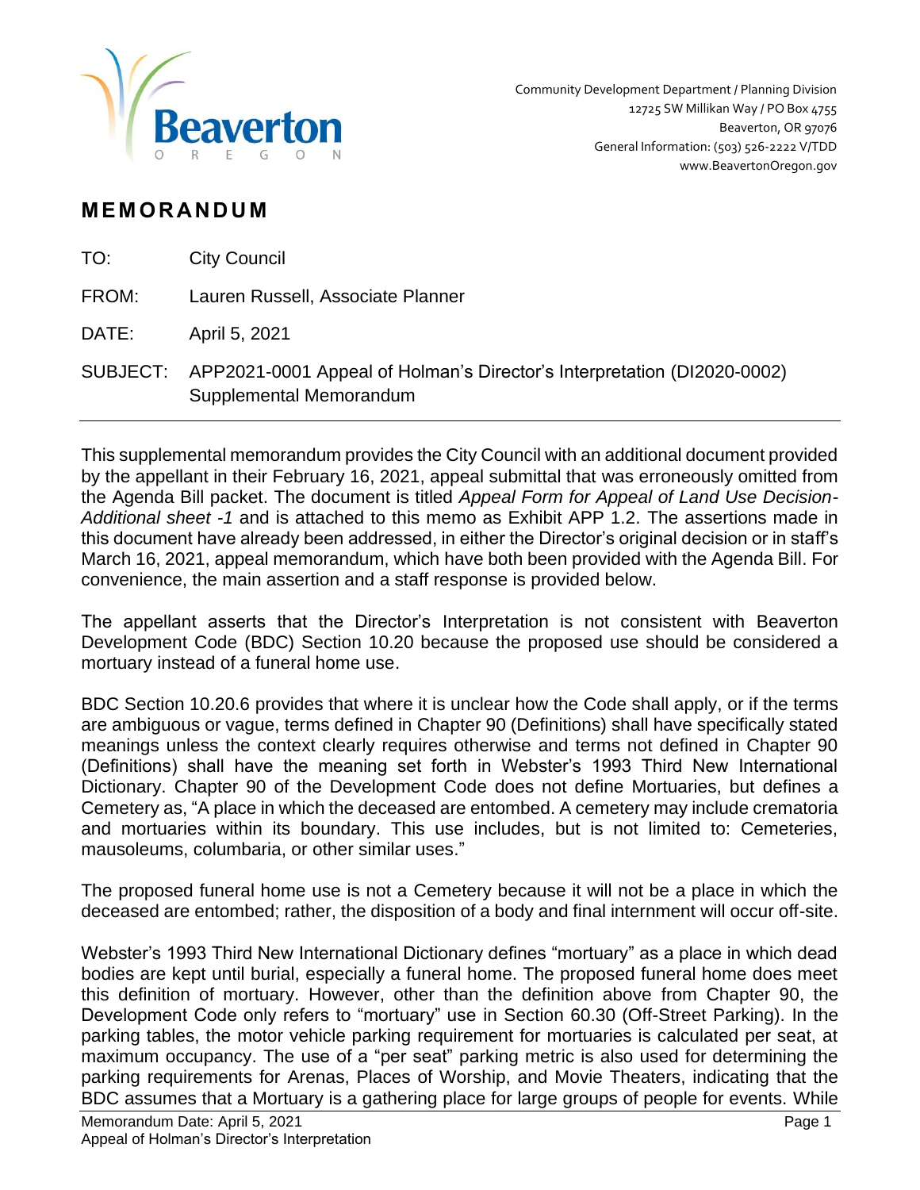Beaverton
OREGON

Community Development Department / Planning Division
12725 SW Millikan Way / PO Box 4755
Beaverton, OR 97076
General Information: (503) 526-2222 V/TDD
www.BeavertonOregon.gov

# MEMORANDUM

TO: City Council

FROM: Lauren Russell, Associate Planner

DATE: April 5, 2021

SUBJECT: APP2021-0001 Appeal of Holman's Director's Interpretation (DI2020-0002) Supplemental Memorandum

---

This supplemental memorandum provides the City Council with an additional document provided by the appellant in their February 16, 2021, appeal submittal that was erroneously omitted from the Agenda Bill packet. The document is titled *Appeal Form for Appeal of Land Use Decision-Additional sheet -1* and is attached to this memo as Exhibit APP 1.2. The assertions made in this document have already been addressed, in either the Director's original decision or in staff's March 16, 2021, appeal memorandum, which have both been provided with the Agenda Bill. For convenience, the main assertion and a staff response is provided below.

The appellant asserts that the Director's Interpretation is not consistent with Beaverton Development Code (BDC) Section 10.20 because the proposed use should be considered a mortuary instead of a funeral home use.

BDC Section 10.20.6 provides that where it is unclear how the Code shall apply, or if the terms are ambiguous or vague, terms defined in Chapter 90 (Definitions) shall have specifically stated meanings unless the context clearly requires otherwise and terms not defined in Chapter 90 (Definitions) shall have the meaning set forth in Webster's 1993 Third New International Dictionary. Chapter 90 of the Development Code does not define Mortuaries, but defines a Cemetery as, "A place in which the deceased are entombed. A cemetery may include crematoria and mortuaries within its boundary. This use includes, but is not limited to: Cemeteries, mausoleums, columbaria, or other similar uses."

The proposed funeral home use is not a Cemetery because it will not be a place in which the deceased are entombed; rather, the disposition of a body and final internment will occur off-site.

Webster's 1993 Third New International Dictionary defines "mortuary" as a place in which dead bodies are kept until burial, especially a funeral home. The proposed funeral home does meet this definition of mortuary. However, other than the definition above from Chapter 90, the Development Code only refers to "mortuary" use in Section 60.30 (Off-Street Parking). In the parking tables, the motor vehicle parking requirement for mortuaries is calculated per seat, at maximum occupancy. The use of a "per seat" parking metric is also used for determining the parking requirements for Arenas, Places of Worship, and Movie Theaters, indicating that the BDC assumes that a Mortuary is a gathering place for large groups of people for events. While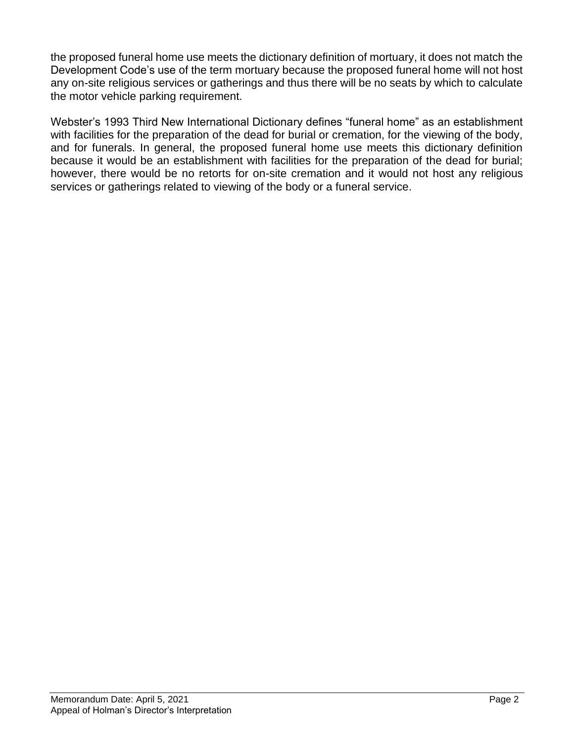the proposed funeral home use meets the dictionary definition of mortuary, it does not match the Development Code's use of the term mortuary because the proposed funeral home will not host any on-site religious services or gatherings and thus there will be no seats by which to calculate the motor vehicle parking requirement.

Webster's 1993 Third New International Dictionary defines "funeral home" as an establishment with facilities for the preparation of the dead for burial or cremation, for the viewing of the body, and for funerals. In general, the proposed funeral home use meets this dictionary definition because it would be an establishment with facilities for the preparation of the dead for burial; however, there would be no retorts for on-site cremation and it would not host any religious services or gatherings related to viewing of the body or a funeral service.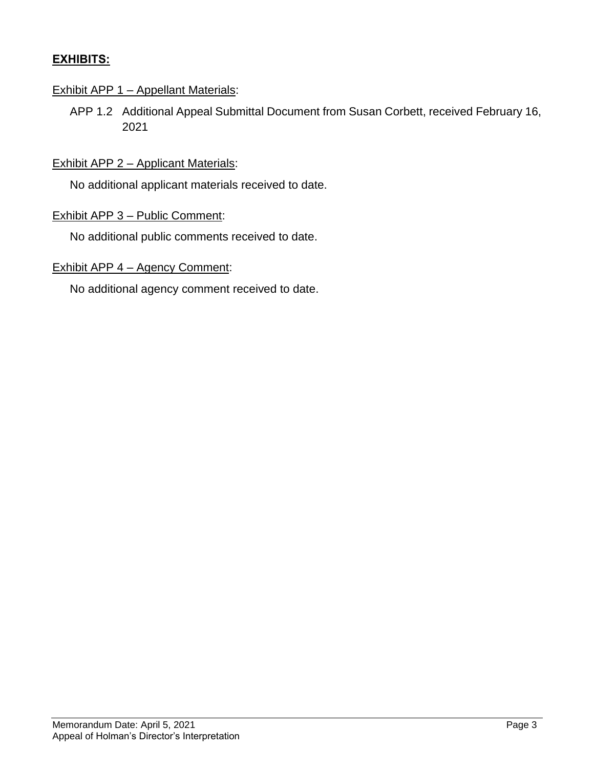## **EXHIBITS:**

Exhibit APP 1 – Appellant Materials:

APP 1.2 Additional Appeal Submittal Document from Susan Corbett, received February 16, 2021

Exhibit APP 2 – Applicant Materials:

No additional applicant materials received to date.

Exhibit APP 3 – Public Comment:

No additional public comments received to date.

Exhibit APP 4 – Agency Comment:

No additional agency comment received to date.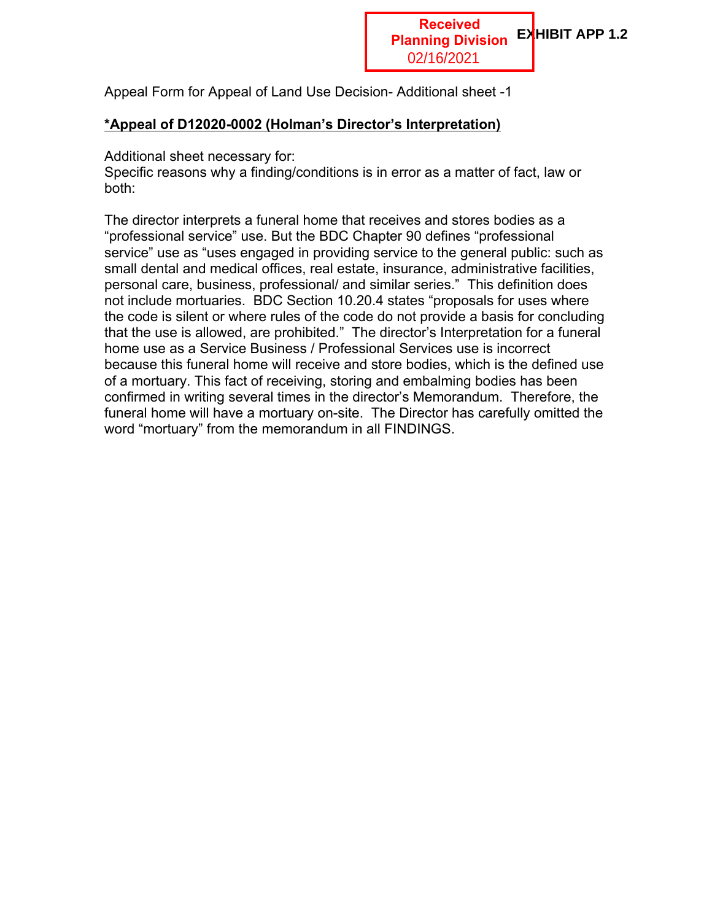Received
Planning Division
02/16/2021

**EXHIBIT APP 1.2**

Appeal Form for Appeal of Land Use Decision- Additional sheet -1

**\*Appeal of D12020-0002 (Holman's Director's Interpretation)**

Additional sheet necessary for:
Specific reasons why a finding/conditions is in error as a matter of fact, law or both:

The director interprets a funeral home that receives and stores bodies as a "professional service" use. But the BDC Chapter 90 defines "professional service" use as "uses engaged in providing service to the general public: such as small dental and medical offices, real estate, insurance, administrative facilities, personal care, business, professional/ and similar series." This definition does not include mortuaries. BDC Section 10.20.4 states "proposals for uses where the code is silent or where rules of the code do not provide a basis for concluding that the use is allowed, are prohibited." The director's Interpretation for a funeral home use as a Service Business / Professional Services use is incorrect because this funeral home will receive and store bodies, which is the defined use of a mortuary. This fact of receiving, storing and embalming bodies has been confirmed in writing several times in the director's Memorandum. Therefore, the funeral home will have a mortuary on-site. The Director has carefully omitted the word "mortuary" from the memorandum in all FINDINGS.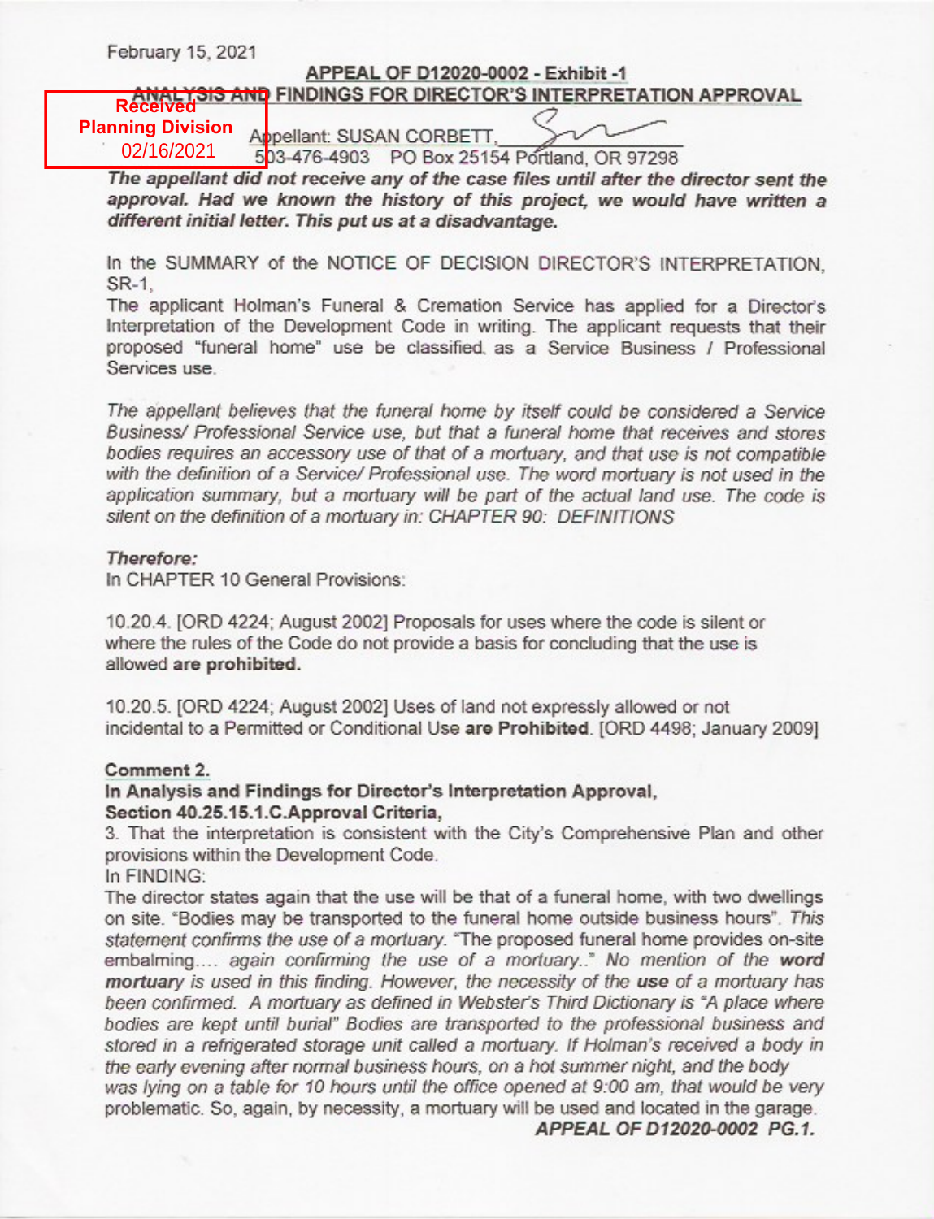February 15, 2021

## APPEAL OF D12020-0002 - Exhibit -1

## ANALYSIS AND FINDINGS FOR DIRECTOR'S INTERPRETATION APPROVAL

Received
Planning Division
02/16/2021

Appellant: SUSAN CORBETT,
503-476-4903 PO Box 25154 Portland, OR 97298

***The appellant did not receive any of the case files until after the director sent the approval. Had we known the history of this project, we would have written a different initial letter. This put us at a disadvantage.***

In the SUMMARY of the NOTICE OF DECISION DIRECTOR'S INTERPRETATION, SR-1,
The applicant Holman's Funeral & Cremation Service has applied for a Director's Interpretation of the Development Code in writing. The applicant requests that their proposed "funeral home" use be classified as a Service Business / Professional Services use.

*The appellant believes that the funeral home by itself could be considered a Service Business/ Professional Service use, but that a funeral home that receives and stores bodies requires an accessory use of that of a mortuary, and that use is not compatible with the definition of a Service/ Professional use. The word mortuary is not used in the application summary, but a mortuary will be part of the actual land use. The code is silent on the definition of a mortuary in: CHAPTER 90: DEFINITIONS*

***Therefore:***
In CHAPTER 10 General Provisions:

10.20.4. [ORD 4224; August 2002] Proposals for uses where the code is silent or where the rules of the Code do not provide a basis for concluding that the use is allowed **are prohibited.**

10.20.5. [ORD 4224; August 2002] Uses of land not expressly allowed or not incidental to a Permitted or Conditional Use **are Prohibited**. [ORD 4498; January 2009]

**Comment 2.**
**In Analysis and Findings for Director's Interpretation Approval,**
**Section 40.25.15.1.C.Approval Criteria,**
3. That the interpretation is consistent with the City's Comprehensive Plan and other provisions within the Development Code.
In FINDING:
The director states again that the use will be that of a funeral home, with two dwellings on site. "Bodies may be transported to the funeral home outside business hours". *This statement confirms the use of a mortuary.* "The proposed funeral home provides on-site embalming.... *again confirming the use of a mortuary..*" *No mention of the **word mortuary** is used in this finding. However, the necessity of the **use** of a mortuary has been confirmed. A mortuary as defined in Webster's Third Dictionary is "A place where bodies are kept until burial" Bodies are transported to the professional business and stored in a refrigerated storage unit called a mortuary. If Holman's received a body in the early evening after normal business hours, on a hot summer night, and the body was lying on a table for 10 hours until the office opened at 9:00 am, that would be very* problematic. So, again, by necessity, a mortuary will be used and located in the garage.

***APPEAL OF D12020-0002 PG.1.***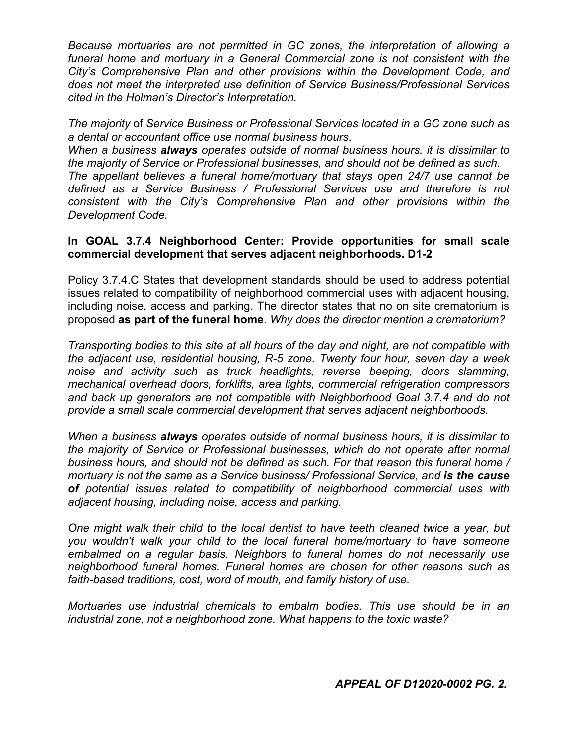*Because mortuaries are not permitted in GC zones, the interpretation of allowing a funeral home and mortuary in a General Commercial zone is not consistent with the City's Comprehensive Plan and other provisions within the Development Code, and does not meet the interpreted use definition of Service Business/Professional Services cited in the Holman's Director's Interpretation.*

*The majority* of *Service Business or Professional Services located in a GC zone such as a dental or accountant office use normal business hours*.
*When a business **always** operates outside of normal business hours, it is dissimilar to the majority of Service or Professional businesses, and should not be defined as such.*
*The appellant believes a funeral home/mortuary that stays open 24/7 use cannot be defined as a Service Business / Professional Services use and therefore is not consistent with the City's Comprehensive Plan and other provisions within the Development Code.*

**In GOAL 3.7.4 Neighborhood Center: Provide opportunities for small scale commercial development that serves adjacent neighborhoods. D1-2**

Policy 3.7.4.C States that development standards should be used to address potential issues related to compatibility of neighborhood commercial uses with adjacent housing, including noise, access and parking. The director states that no on site crematorium is proposed **as part of the funeral home**. *Why does the director mention a crematorium?*

*Transporting bodies to this site at all hours of the day and night, are not compatible with the adjacent use, residential housing, R-5 zone. Twenty four hour, seven day a week noise and activity such as truck headlights, reverse beeping, doors slamming, mechanical overhead doors, forklifts, area lights, commercial refrigeration compressors and back up generators are not compatible with Neighborhood Goal 3.7.4 and do not provide a small scale commercial development that serves adjacent neighborhoods.*

*When a business **always** operates outside of normal business hours, it is dissimilar to the majority of Service or Professional businesses, which do not operate after normal business hours, and should not be defined as such. For that reason this funeral home / mortuary is not the same as a Service business/ Professional Service, and **is the cause of** potential issues related to compatibility of neighborhood commercial uses with adjacent housing, including noise, access and parking.*

*One might walk their child to the local dentist to have teeth cleaned twice a year, but you wouldn't walk your child to the local funeral home/mortuary to have someone embalmed on a regular basis. Neighbors to funeral homes do not necessarily use neighborhood funeral homes. Funeral homes are chosen for other reasons such as faith-based traditions, cost, word of mouth, and family history of use.*

*Mortuaries use industrial chemicals to embalm bodies. This use should be in an industrial zone, not a neighborhood zone. What happens to the toxic waste?*

***APPEAL OF D12020-0002 PG. 2.***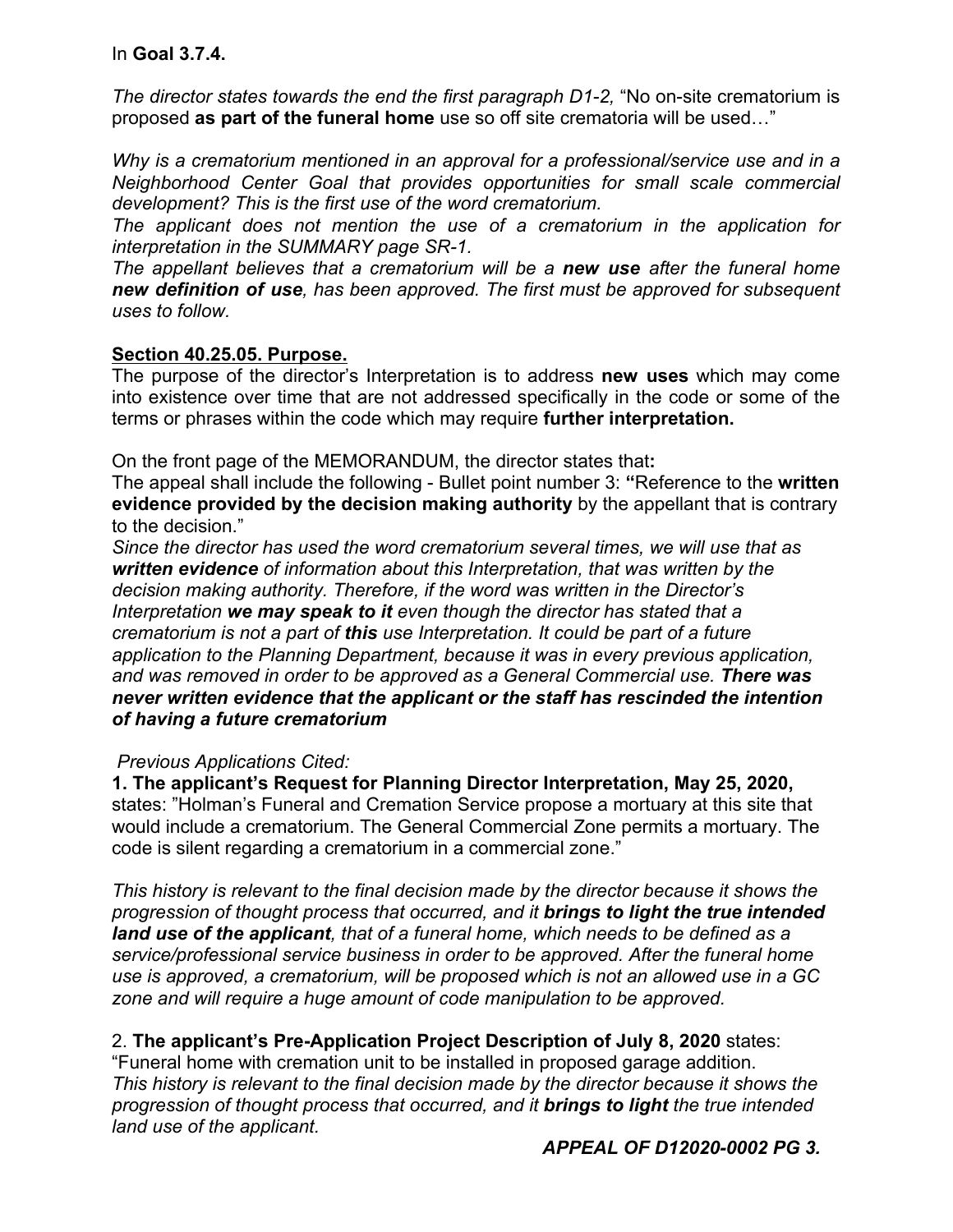In **Goal 3.7.4.**

*The director states towards the end the first paragraph D1-2,* "No on-site crematorium is proposed **as part of the funeral home** use so off site crematoria will be used…"

*Why is a crematorium mentioned in an approval for a professional/service use and in a Neighborhood Center Goal that provides opportunities for small scale commercial development? This is the first use of the word crematorium.*

*The applicant does not mention the use of a crematorium in the application for interpretation in the SUMMARY page SR-1.*

*The appellant believes that a crematorium will be a* ***new use*** *after the funeral home* ***new definition of use****, has been approved. The first must be approved for subsequent uses to follow.*

**Section 40.25.05. Purpose.**

The purpose of the director's Interpretation is to address **new uses** which may come into existence over time that are not addressed specifically in the code or some of the terms or phrases within the code which may require **further interpretation.**

On the front page of the MEMORANDUM, the director states that**:**

The appeal shall include the following - Bullet point number 3: **"**Reference to the **written evidence provided by the decision making authority** by the appellant that is contrary to the decision."

*Since the director has used the word crematorium several times, we will use that as* ***written evidence*** *of information about this Interpretation, that was written by the decision making authority. Therefore, if the word was written in the Director's Interpretation* ***we may speak to it*** *even though the director has stated that a crematorium is not a part of* ***this*** *use Interpretation. It could be part of a future application to the Planning Department, because it was in every previous application, and was removed in order to be approved as a General Commercial use.* ***There was never written evidence that the applicant or the staff has rescinded the intention of having a future crematorium***

*Previous Applications Cited:*

**1. The applicant's Request for Planning Director Interpretation, May 25, 2020,** states: "Holman's Funeral and Cremation Service propose a mortuary at this site that would include a crematorium. The General Commercial Zone permits a mortuary. The code is silent regarding a crematorium in a commercial zone."

*This history is relevant to the final decision made by the director because it shows the progression of thought process that occurred, and it* ***brings to light the true intended land use of the applicant****, that of a funeral home, which needs to be defined as a service/professional service business in order to be approved. After the funeral home use is approved, a crematorium, will be proposed which is not an allowed use in a GC zone and will require a huge amount of code manipulation to be approved.*

2. **The applicant's Pre-Application Project Description of July 8, 2020** states: "Funeral home with cremation unit to be installed in proposed garage addition.

*This history is relevant to the final decision made by the director because it shows the progression of thought process that occurred, and it* ***brings to light*** *the true intended land use of the applicant.*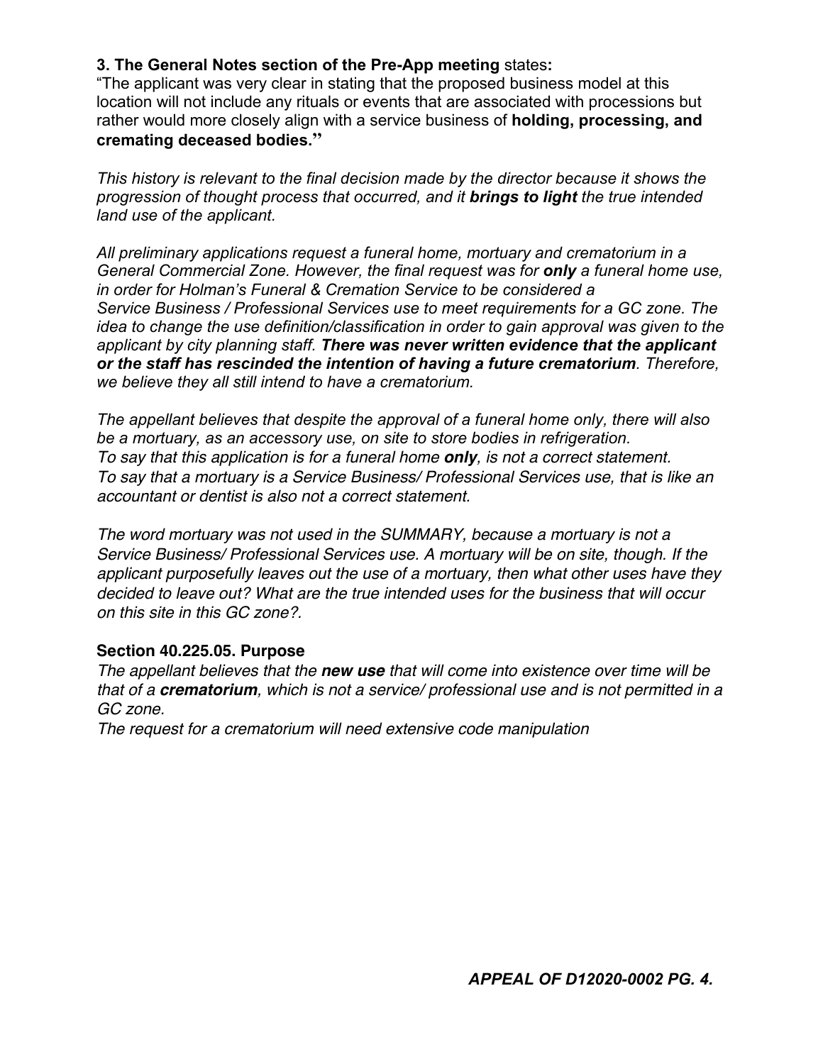**3. The General Notes section of the Pre-App meeting** states**:**
"The applicant was very clear in stating that the proposed business model at this location will not include any rituals or events that are associated with processions but rather would more closely align with a service business of **holding, processing, and cremating deceased bodies."**

*This history is relevant to the final decision made by the director because it shows the progression of thought process that occurred, and it* ***brings to light*** *the true intended land use of the applicant.*

*All preliminary applications request a funeral home, mortuary and crematorium in a General Commercial Zone. However, the final request was for* ***only*** *a funeral home use, in order for Holman's Funeral & Cremation Service to be considered a Service Business / Professional Services use to meet requirements for a GC zone. The idea to change the use definition/classification in order to gain approval was given to the applicant by city planning staff.* ***There was never written evidence that the applicant or the staff has rescinded the intention of having a future crematorium****. Therefore, we believe they all still intend to have a crematorium.*

*The appellant believes that despite the approval of a funeral home only, there will also be a mortuary, as an accessory use, on site to store bodies in refrigeration.*
*To say that this application is for a funeral home* ***only****, is not a correct statement.*
*To say that a mortuary is a Service Business/ Professional Services use, that is like an accountant or dentist is also not a correct statement.*

*The word mortuary was not used in the SUMMARY, because a mortuary is not a Service Business/ Professional Services use. A mortuary will be on site, though. If the applicant purposefully leaves out the use of a mortuary, then what other uses have they decided to leave out? What are the true intended uses for the business that will occur on this site in this GC zone?.*

**Section 40.225.05. Purpose**
*The appellant believes that the* ***new use*** *that will come into existence over time will be that of a* ***crematorium****, which is not a service/ professional use and is not permitted in a GC zone.*
*The request for a crematorium will need extensive code manipulation*

***APPEAL OF D12020-0002 PG. 4.***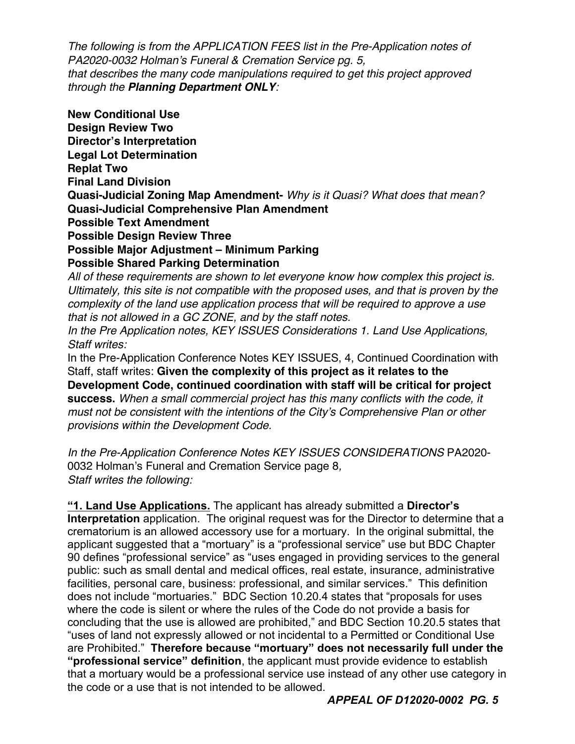*The following is from the APPLICATION FEES list in the Pre-Application notes of PA2020-0032 Holman's Funeral & Cremation Service pg. 5, that describes the many code manipulations required to get this project approved through the* ***Planning Department ONLY****:*

**New Conditional Use**
**Design Review Two**
**Director's Interpretation**
**Legal Lot Determination**
**Replat Two**
**Final Land Division**
**Quasi-Judicial Zoning Map Amendment-** *Why is it Quasi? What does that mean?*
**Quasi-Judicial Comprehensive Plan Amendment**
**Possible Text Amendment**
**Possible Design Review Three**
**Possible Major Adjustment – Minimum Parking**
**Possible Shared Parking Determination**

*All of these requirements are shown to let everyone know how complex this project is. Ultimately, this site is not compatible with the proposed uses, and that is proven by the complexity of the land use application process that will be required to approve a use that is not allowed in a GC ZONE, and by the staff notes.*

*In the Pre Application notes, KEY ISSUES Considerations 1. Land Use Applications, Staff writes:*

In the Pre-Application Conference Notes KEY ISSUES, 4, Continued Coordination with Staff, staff writes: **Given the complexity of this project as it relates to the Development Code, continued coordination with staff will be critical for project success.** *When a small commercial project has this many conflicts with the code, it must not be consistent with the intentions of the City's Comprehensive Plan or other provisions within the Development Code.*

*In the Pre-Application Conference Notes KEY ISSUES CONSIDERATIONS* PA2020-0032 Holman's Funeral and Cremation Service page 8*, Staff writes the following:*

**"1. <u>Land Use Applications.</u>** The applicant has already submitted a **Director's Interpretation** application. The original request was for the Director to determine that a crematorium is an allowed accessory use for a mortuary. In the original submittal, the applicant suggested that a "mortuary" is a "professional service" use but BDC Chapter 90 defines "professional service" as "uses engaged in providing services to the general public: such as small dental and medical offices, real estate, insurance, administrative facilities, personal care, business: professional, and similar services." This definition does not include "mortuaries." BDC Section 10.20.4 states that "proposals for uses where the code is silent or where the rules of the Code do not provide a basis for concluding that the use is allowed are prohibited," and BDC Section 10.20.5 states that "uses of land not expressly allowed or not incidental to a Permitted or Conditional Use are Prohibited." **Therefore because "mortuary" does not necessarily full under the "professional service" definition**, the applicant must provide evidence to establish that a mortuary would be a professional service use instead of any other use category in the code or a use that is not intended to be allowed.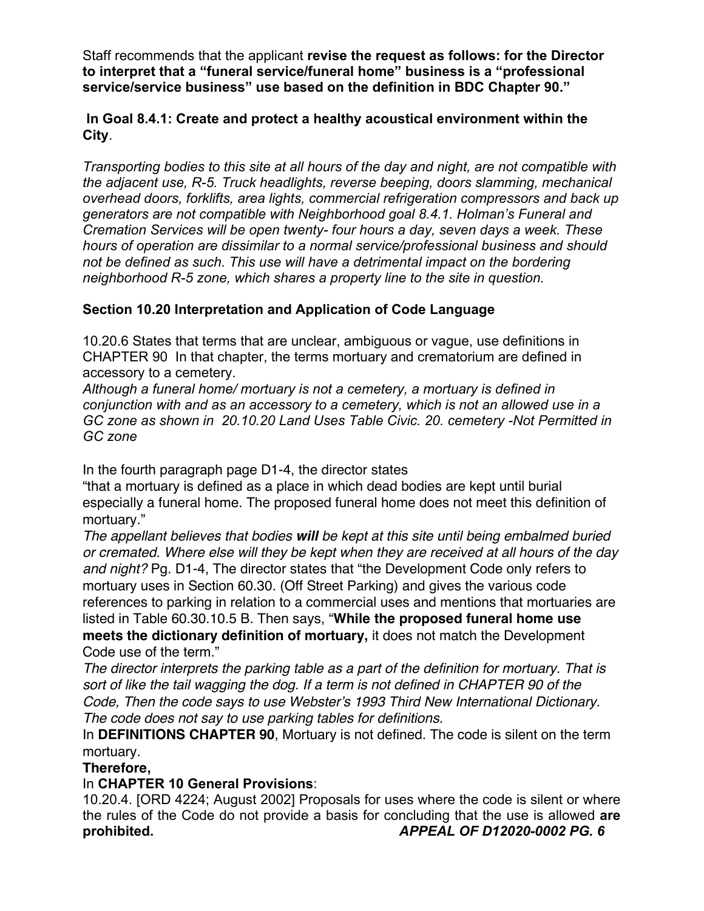Staff recommends that the applicant **revise the request as follows: for the Director to interpret that a "funeral service/funeral home" business is a "professional service/service business" use based on the definition in BDC Chapter 90."**

**In Goal 8.4.1: Create and protect a healthy acoustical environment within the City**.

*Transporting bodies to this site at all hours of the day and night, are not compatible with the adjacent use, R-5. Truck headlights, reverse beeping, doors slamming, mechanical overhead doors, forklifts, area lights, commercial refrigeration compressors and back up generators are not compatible with Neighborhood goal 8.4.1. Holman's Funeral and Cremation Services will be open twenty- four hours a day, seven days a week. These hours of operation are dissimilar to a normal service/professional business and should not be defined as such. This use will have a detrimental impact on the bordering neighborhood R-5 zone, which shares a property line to the site in question.*

**Section 10.20 Interpretation and Application of Code Language**

10.20.6 States that terms that are unclear, ambiguous or vague, use definitions in CHAPTER 90 In that chapter, the terms mortuary and crematorium are defined in accessory to a cemetery.

*Although a funeral home/ mortuary is not a cemetery, a mortuary is defined in conjunction with and as an accessory to a cemetery, which is not an allowed use in a GC zone as shown in 20.10.20 Land Uses Table Civic. 20. cemetery -Not Permitted in GC zone*

In the fourth paragraph page D1-4, the director states
"that a mortuary is defined as a place in which dead bodies are kept until burial especially a funeral home. The proposed funeral home does not meet this definition of mortuary."

*The appellant believes that bodies* ***will*** *be kept at this site until being embalmed buried or cremated. Where else will they be kept when they are received at all hours of the day and night?* Pg. D1-4, The director states that "the Development Code only refers to mortuary uses in Section 60.30. (Off Street Parking) and gives the various code references to parking in relation to a commercial uses and mentions that mortuaries are listed in Table 60.30.10.5 B. Then says, "**While the proposed funeral home use meets the dictionary definition of mortuary,** it does not match the Development Code use of the term."

*The director interprets the parking table as a part of the definition for mortuary. That is sort of like the tail wagging the dog. If a term is not defined in CHAPTER 90 of the Code, Then the code says to use Webster's 1993 Third New International Dictionary. The code does not say to use parking tables for definitions.*

In **DEFINITIONS CHAPTER 90**, Mortuary is not defined. The code is silent on the term mortuary.

**Therefore,**

In **CHAPTER 10 General Provisions**:

10.20.4. [ORD 4224; August 2002] Proposals for uses where the code is silent or where the rules of the Code do not provide a basis for concluding that the use is allowed **are prohibited.**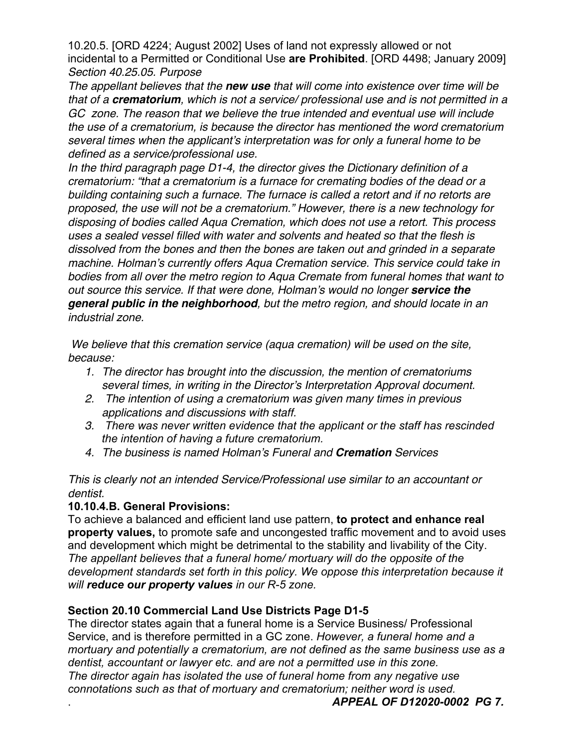10.20.5. [ORD 4224; August 2002] Uses of land not expressly allowed or not incidental to a Permitted or Conditional Use **are Prohibited**. [ORD 4498; January 2009] *Section 40.25.05. Purpose*

*The appellant believes that the **new use** that will come into existence over time will be that of a **crematorium**, which is not a service/ professional use and is not permitted in a GC zone. The reason that we believe the true intended and eventual use will include the use of a crematorium, is because the director has mentioned the word crematorium several times when the applicant's interpretation was for only a funeral home to be defined as a service/professional use.*

*In the third paragraph page D1-4, the director gives the Dictionary definition of a crematorium: "that a crematorium is a furnace for cremating bodies of the dead or a building containing such a furnace. The furnace is called a retort and if no retorts are proposed, the use will not be a crematorium." However, there is a new technology for disposing of bodies called Aqua Cremation, which does not use a retort. This process uses a sealed vessel filled with water and solvents and heated so that the flesh is dissolved from the bones and then the bones are taken out and grinded in a separate machine. Holman's currently offers Aqua Cremation service. This service could take in bodies from all over the metro region to Aqua Cremate from funeral homes that want to out source this service. If that were done, Holman's would no longer **service the general public in the neighborhood**, but the metro region, and should locate in an industrial zone.*

*We believe that this cremation service (aqua cremation) will be used on the site, because:*

1. *The director has brought into the discussion, the mention of crematoriums several times, in writing in the Director's Interpretation Approval document.*
2. *The intention of using a crematorium was given many times in previous applications and discussions with staff.*
3. *There was never written evidence that the applicant or the staff has rescinded the intention of having a future crematorium.*
4. *The business is named Holman's Funeral and **Cremation** Services*

*This is clearly not an intended Service/Professional use similar to an accountant or dentist.*

**10.10.4.B. General Provisions:**

To achieve a balanced and efficient land use pattern, **to protect and enhance real property values,** to promote safe and uncongested traffic movement and to avoid uses and development which might be detrimental to the stability and livability of the City. *The appellant believes that a funeral home/ mortuary will do the opposite of the development standards set forth in this policy. We oppose this interpretation because it will **reduce our property values** in our R-5 zone.*

**Section 20.10 Commercial Land Use Districts Page D1-5**

The director states again that a funeral home is a Service Business/ Professional Service, and is therefore permitted in a GC zone. *However, a funeral home and a mortuary and potentially a crematorium, are not defined as the same business use as a dentist, accountant or lawyer etc. and are not a permitted use in this zone. The director again has isolated the use of funeral home from any negative use connotations such as that of mortuary and crematorium; neither word is used.*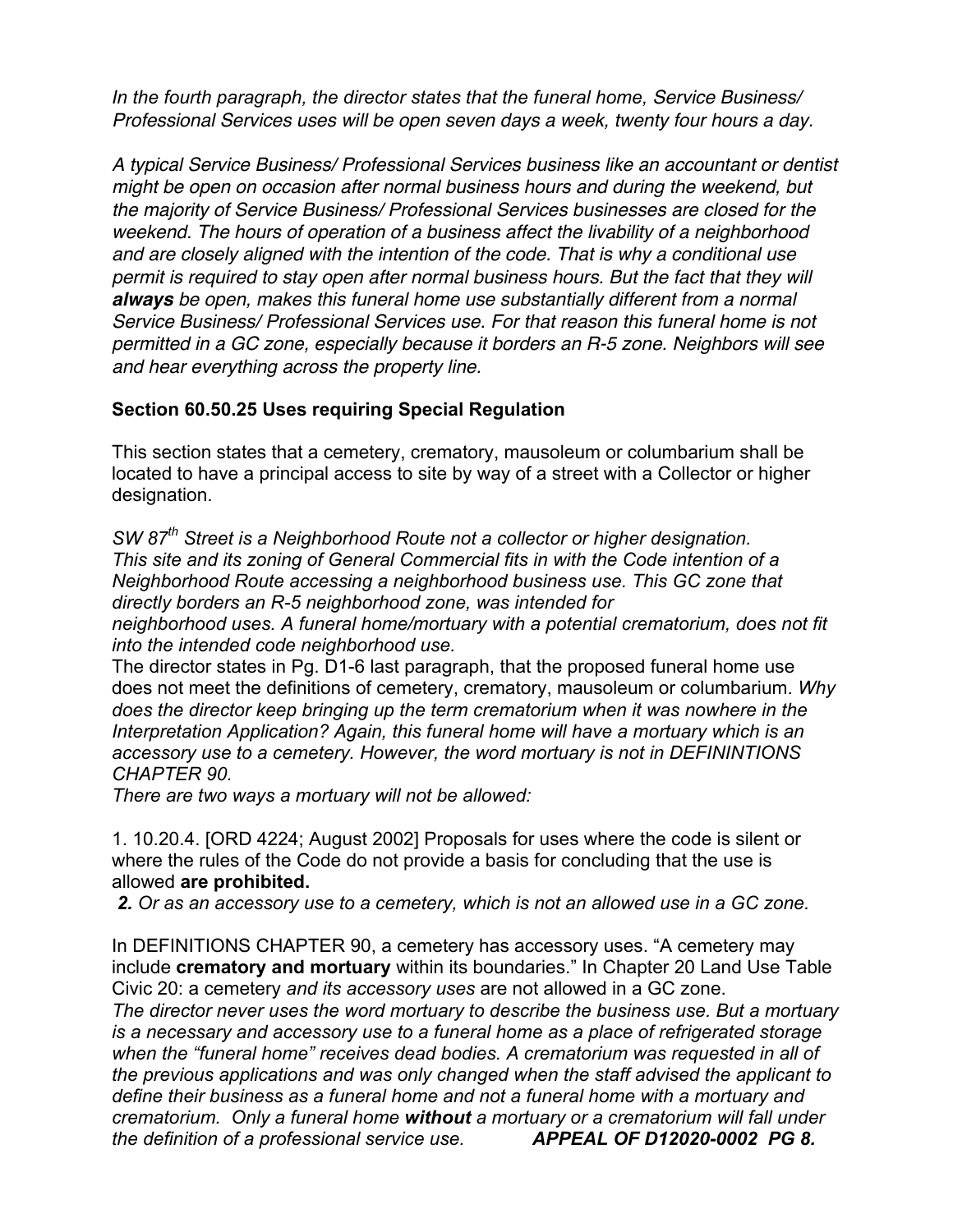*In the fourth paragraph, the director states that the funeral home, Service Business/ Professional Services uses will be open seven days a week, twenty four hours a day.*

*A typical Service Business/ Professional Services business like an accountant or dentist might be open on occasion after normal business hours and during the weekend, but the majority of Service Business/ Professional Services businesses are closed for the weekend. The hours of operation of a business affect the livability of a neighborhood and are closely aligned with the intention of the code. That is why a conditional use permit is required to stay open after normal business hours. But the fact that they will* ***always*** *be open, makes this funeral home use substantially different from a normal Service Business/ Professional Services use. For that reason this funeral home is not permitted in a GC zone, especially because it borders an R-5 zone. Neighbors will see and hear everything across the property line.*

**Section 60.50.25 Uses requiring Special Regulation**

This section states that a cemetery, crematory, mausoleum or columbarium shall be located to have a principal access to site by way of a street with a Collector or higher designation.

*SW 87th Street is a Neighborhood Route not a collector or higher designation. This site and its zoning of General Commercial fits in with the Code intention of a Neighborhood Route accessing a neighborhood business use. This GC zone that directly borders an R-5 neighborhood zone, was intended for neighborhood uses. A funeral home/mortuary with a potential crematorium, does not fit into the intended code neighborhood use.*

The director states in Pg. D1-6 last paragraph, that the proposed funeral home use does not meet the definitions of cemetery, crematory, mausoleum or columbarium. *Why does the director keep bringing up the term crematorium when it was nowhere in the Interpretation Application? Again, this funeral home will have a mortuary which is an accessory use to a cemetery. However, the word mortuary is not in DEFININTIONS CHAPTER 90.*

*There are two ways a mortuary will not be allowed:*

1. 10.20.4. [ORD 4224; August 2002] Proposals for uses where the code is silent or where the rules of the Code do not provide a basis for concluding that the use is allowed **are prohibited.**
2. *Or as an accessory use to a cemetery, which is not an allowed use in a GC zone.*

In DEFINITIONS CHAPTER 90, a cemetery has accessory uses. "A cemetery may include **crematory and mortuary** within its boundaries." In Chapter 20 Land Use Table Civic 20: a cemetery *and its accessory uses* are not allowed in a GC zone.

*The director never uses the word mortuary to describe the business use. But a mortuary is a necessary and accessory use to a funeral home as a place of refrigerated storage when the "funeral home" receives dead bodies. A crematorium was requested in all of the previous applications and was only changed when the staff advised the applicant to define their business as a funeral home and not a funeral home with a mortuary and crematorium. Only a funeral home* ***without*** *a mortuary or a crematorium will fall under the definition of a professional service use.* ***APPEAL OF D12020-0002 PG 8.***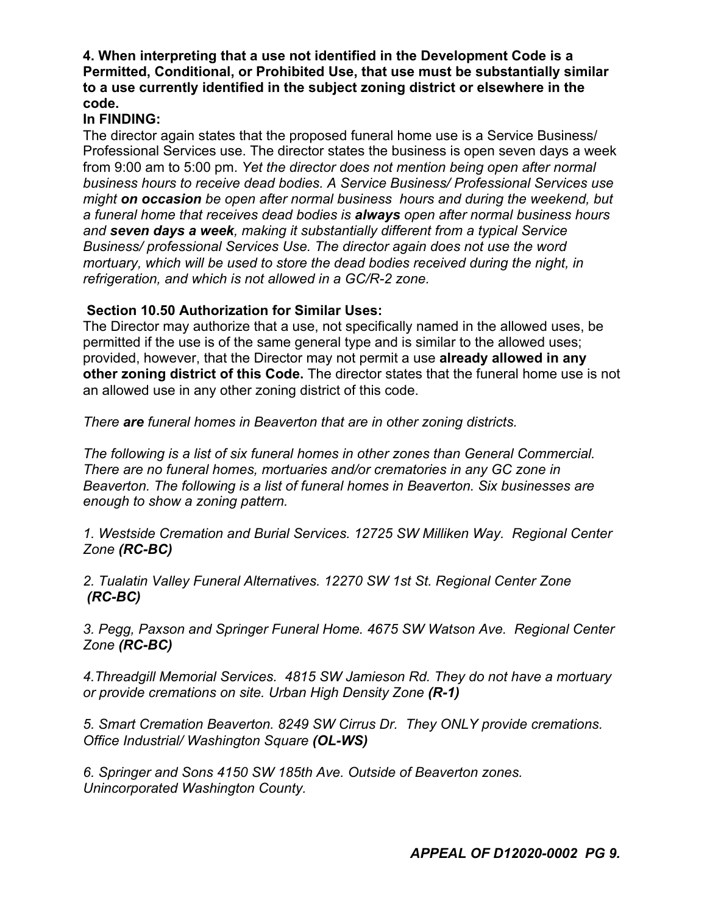**4. When interpreting that a use not identified in the Development Code is a Permitted, Conditional, or Prohibited Use, that use must be substantially similar to a use currently identified in the subject zoning district or elsewhere in the code.**

**In FINDING:**

The director again states that the proposed funeral home use is a Service Business/ Professional Services use. The director states the business is open seven days a week from 9:00 am to 5:00 pm. *Yet the director does not mention being open after normal business hours to receive dead bodies. A Service Business/ Professional Services use might* ***on occasion*** *be open after normal business hours and during the weekend, but a funeral home that receives dead bodies is* ***always*** *open after normal business hours and* ***seven days a week****, making it substantially different from a typical Service Business/ professional Services Use. The director again does not use the word mortuary, which will be used to store the dead bodies received during the night, in refrigeration, and which is not allowed in a GC/R-2 zone.*

**Section 10.50 Authorization for Similar Uses:**

The Director may authorize that a use, not specifically named in the allowed uses, be permitted if the use is of the same general type and is similar to the allowed uses; provided, however, that the Director may not permit a use **already allowed in any other zoning district of this Code.** The director states that the funeral home use is not an allowed use in any other zoning district of this code.

*There* ***are*** *funeral homes in Beaverton that are in other zoning districts.*

*The following is a list of six funeral homes in other zones than General Commercial. There are no funeral homes, mortuaries and/or crematories in any GC zone in Beaverton. The following is a list of funeral homes in Beaverton. Six businesses are enough to show a zoning pattern.*

*1. Westside Cremation and Burial Services. 12725 SW Milliken Way. Regional Center Zone* ***(RC-BC)***

*2. Tualatin Valley Funeral Alternatives. 12270 SW 1st St. Regional Center Zone* ***(RC-BC)***

*3. Pegg, Paxson and Springer Funeral Home. 4675 SW Watson Ave. Regional Center Zone* ***(RC-BC)***

*4.Threadgill Memorial Services. 4815 SW Jamieson Rd. They do not have a mortuary or provide cremations on site. Urban High Density Zone* ***(R-1)***

*5. Smart Cremation Beaverton. 8249 SW Cirrus Dr. They ONLY provide cremations. Office Industrial/ Washington Square* ***(OL-WS)***

*6. Springer and Sons 4150 SW 185th Ave. Outside of Beaverton zones. Unincorporated Washington County.*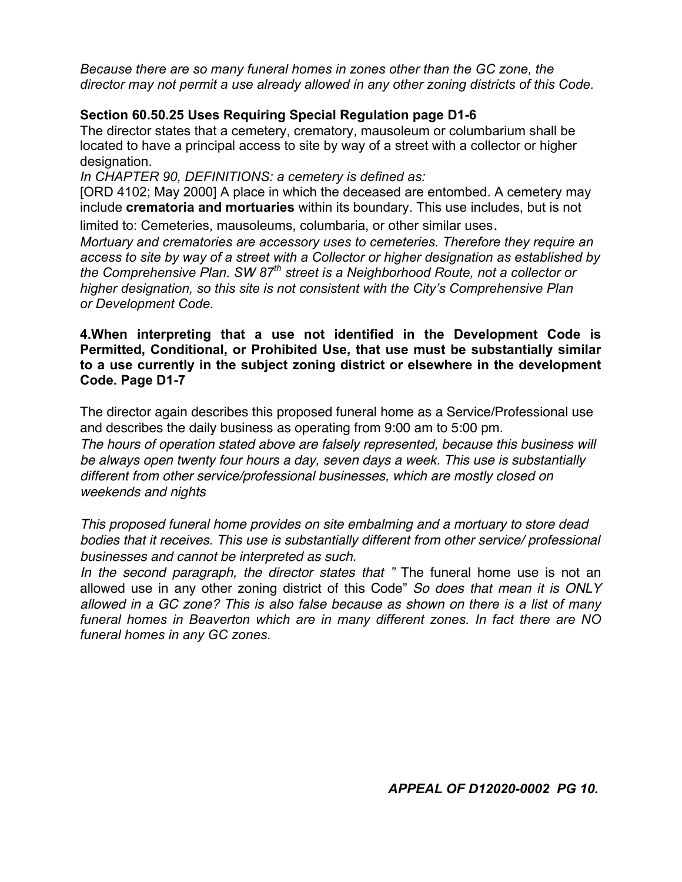*Because there are so many funeral homes in zones other than the GC zone, the director may not permit a use already allowed in any other zoning districts of this Code.*

**Section 60.50.25 Uses Requiring Special Regulation page D1-6**

The director states that a cemetery, crematory, mausoleum or columbarium shall be located to have a principal access to site by way of a street with a collector or higher designation.

*In CHAPTER 90, DEFINITIONS: a cemetery is defined as:*

[ORD 4102; May 2000] A place in which the deceased are entombed. A cemetery may include **crematoria and mortuaries** within its boundary. This use includes, but is not limited to: Cemeteries, mausoleums, columbaria, or other similar uses.

*Mortuary and crematories are accessory uses to cemeteries. Therefore they require an access to site by way of a street with a Collector or higher designation as established by the Comprehensive Plan. SW 87th street is a Neighborhood Route, not a collector or higher designation, so this site is not consistent with the City's Comprehensive Plan or Development Code.*

**4.When interpreting that a use not identified in the Development Code is Permitted, Conditional, or Prohibited Use, that use must be substantially similar to a use currently in the subject zoning district or elsewhere in the development Code. Page D1-7**

The director again describes this proposed funeral home as a Service/Professional use and describes the daily business as operating from 9:00 am to 5:00 pm.

*The hours of operation stated above are falsely represented, because this business will be always open twenty four hours a day, seven days a week. This use is substantially different from other service/professional businesses, which are mostly closed on weekends and nights*

*This proposed funeral home provides on site embalming and a mortuary to store dead bodies that it receives. This use is substantially different from other service/ professional businesses and cannot be interpreted as such.*

*In the second paragraph, the director states that "* The funeral home use is not an allowed use in any other zoning district of this Code" *So does that mean it is ONLY allowed in a GC zone? This is also false because as shown on there is a list of many funeral homes in Beaverton which are in many different zones. In fact there are NO funeral homes in any GC zones.*

***APPEAL OF D12020-0002 PG 10.***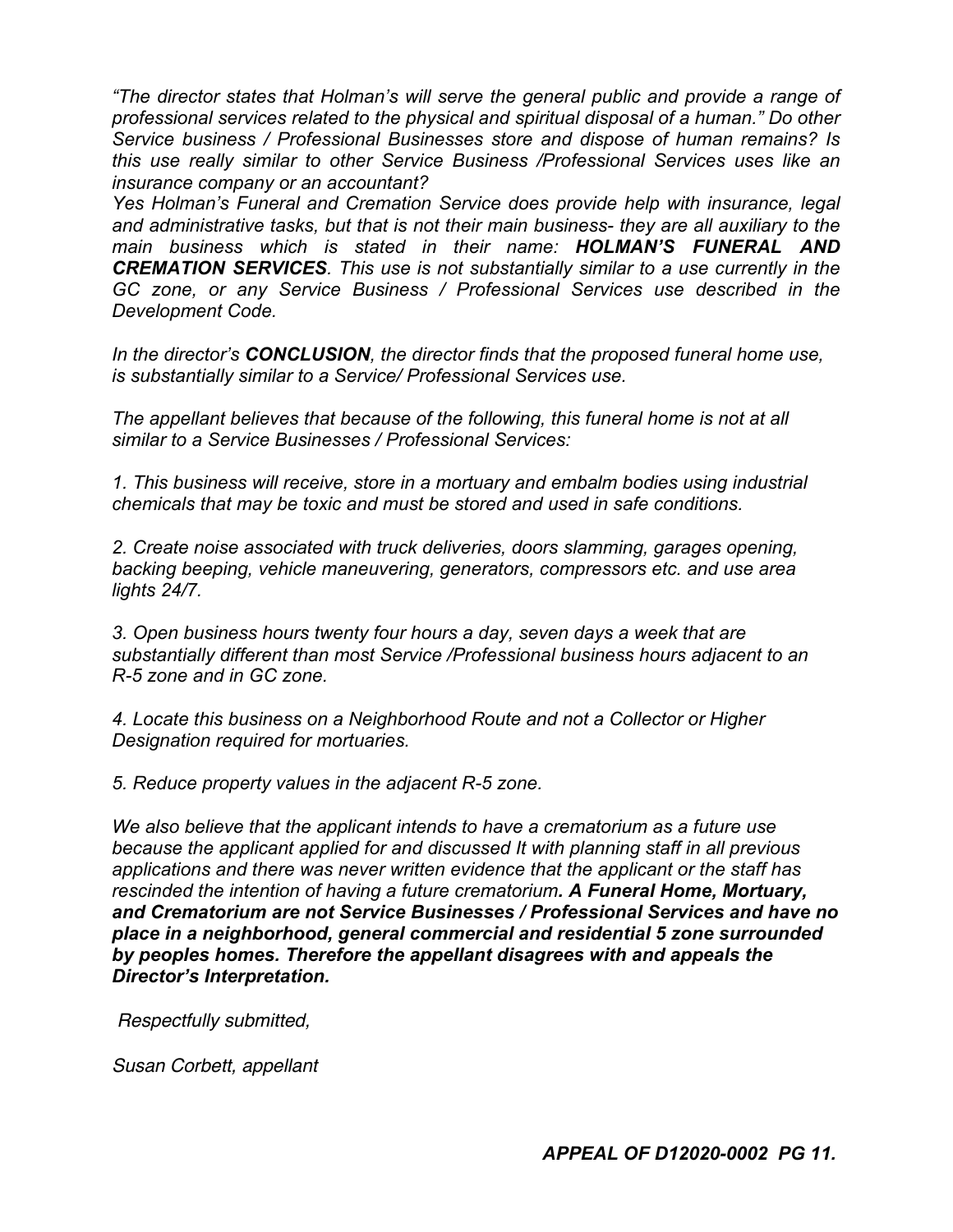*"The director states that Holman's will serve the general public and provide a range of professional services related to the physical and spiritual disposal of a human." Do other Service business / Professional Businesses store and dispose of human remains? Is this use really similar to other Service Business /Professional Services uses like an insurance company or an accountant?*

*Yes Holman's Funeral and Cremation Service does provide help with insurance, legal and administrative tasks, but that is not their main business- they are all auxiliary to the main business which is stated in their name: **HOLMAN'S FUNERAL AND CREMATION SERVICES**. This use is not substantially similar to a use currently in the GC zone, or any Service Business / Professional Services use described in the Development Code.*

*In the director's **CONCLUSION**, the director finds that the proposed funeral home use, is substantially similar to a Service/ Professional Services use.*

*The appellant believes that because of the following, this funeral home is not at all similar to a Service Businesses / Professional Services:*

*1. This business will receive, store in a mortuary and embalm bodies using industrial chemicals that may be toxic and must be stored and used in safe conditions.*

*2. Create noise associated with truck deliveries, doors slamming, garages opening, backing beeping, vehicle maneuvering, generators, compressors etc. and use area lights 24/7.*

*3. Open business hours twenty four hours a day, seven days a week that are substantially different than most Service /Professional business hours adjacent to an R-5 zone and in GC zone.*

*4. Locate this business on a Neighborhood Route and not a Collector or Higher Designation required for mortuaries.*

*5. Reduce property values in the adjacent R-5 zone.*

*We also believe that the applicant intends to have a crematorium as a future use because the applicant applied for and discussed It with planning staff in all previous applications and there was never written evidence that the applicant or the staff has rescinded the intention of having a future crematorium. **A Funeral Home, Mortuary, and Crematorium are not Service Businesses / Professional Services and have no place in a neighborhood, general commercial and residential 5 zone surrounded by peoples homes. Therefore the appellant disagrees with and appeals the Director's Interpretation.***

*Respectfully submitted,*

*Susan Corbett, appellant*